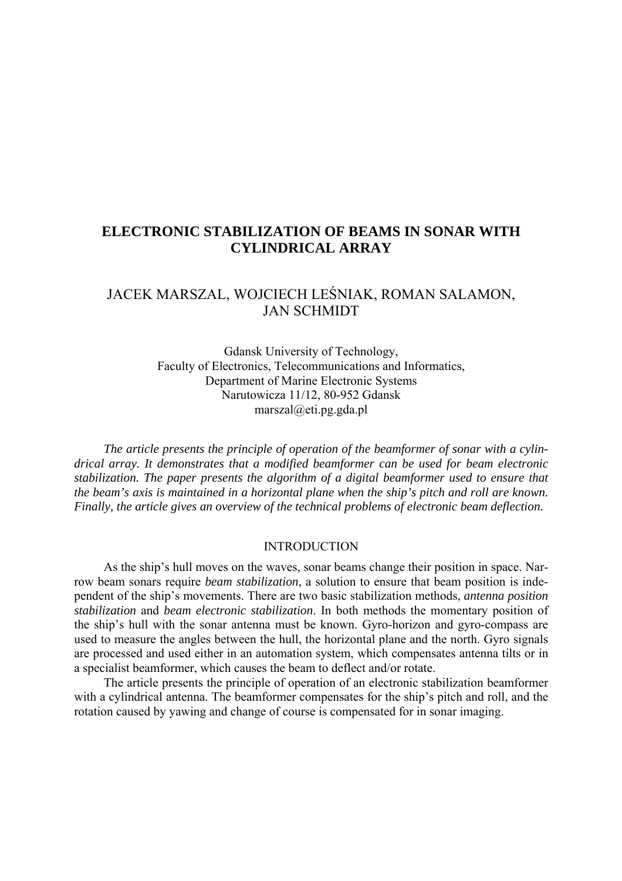# ELECTRONIC STABILIZATION OF BEAMS IN SONAR WITH CYLINDRICAL ARRAY

JACEK MARSZAL, WOJCIECH LEŚNIAK, ROMAN SALAMON, JAN SCHMIDT

Gdansk University of Technology,
Faculty of Electronics, Telecommunications and Informatics,
Department of Marine Electronic Systems
Narutowicza 11/12, 80-952 Gdansk
marszal@eti.pg.gda.pl

*The article presents the principle of operation of the beamformer of sonar with a cylindrical array. It demonstrates that a modified beamformer can be used for beam electronic stabilization. The paper presents the algorithm of a digital beamformer used to ensure that the beam's axis is maintained in a horizontal plane when the ship's pitch and roll are known. Finally, the article gives an overview of the technical problems of electronic beam deflection.*

## INTRODUCTION

As the ship's hull moves on the waves, sonar beams change their position in space. Narrow beam sonars require *beam stabilization*, a solution to ensure that beam position is independent of the ship's movements. There are two basic stabilization methods, *antenna position stabilization* and *beam electronic stabilization*. In both methods the momentary position of the ship's hull with the sonar antenna must be known. Gyro-horizon and gyro-compass are used to measure the angles between the hull, the horizontal plane and the north. Gyro signals are processed and used either in an automation system, which compensates antenna tilts or in a specialist beamformer, which causes the beam to deflect and/or rotate.

The article presents the principle of operation of an electronic stabilization beamformer with a cylindrical antenna. The beamformer compensates for the ship's pitch and roll, and the rotation caused by yawing and change of course is compensated for in sonar imaging.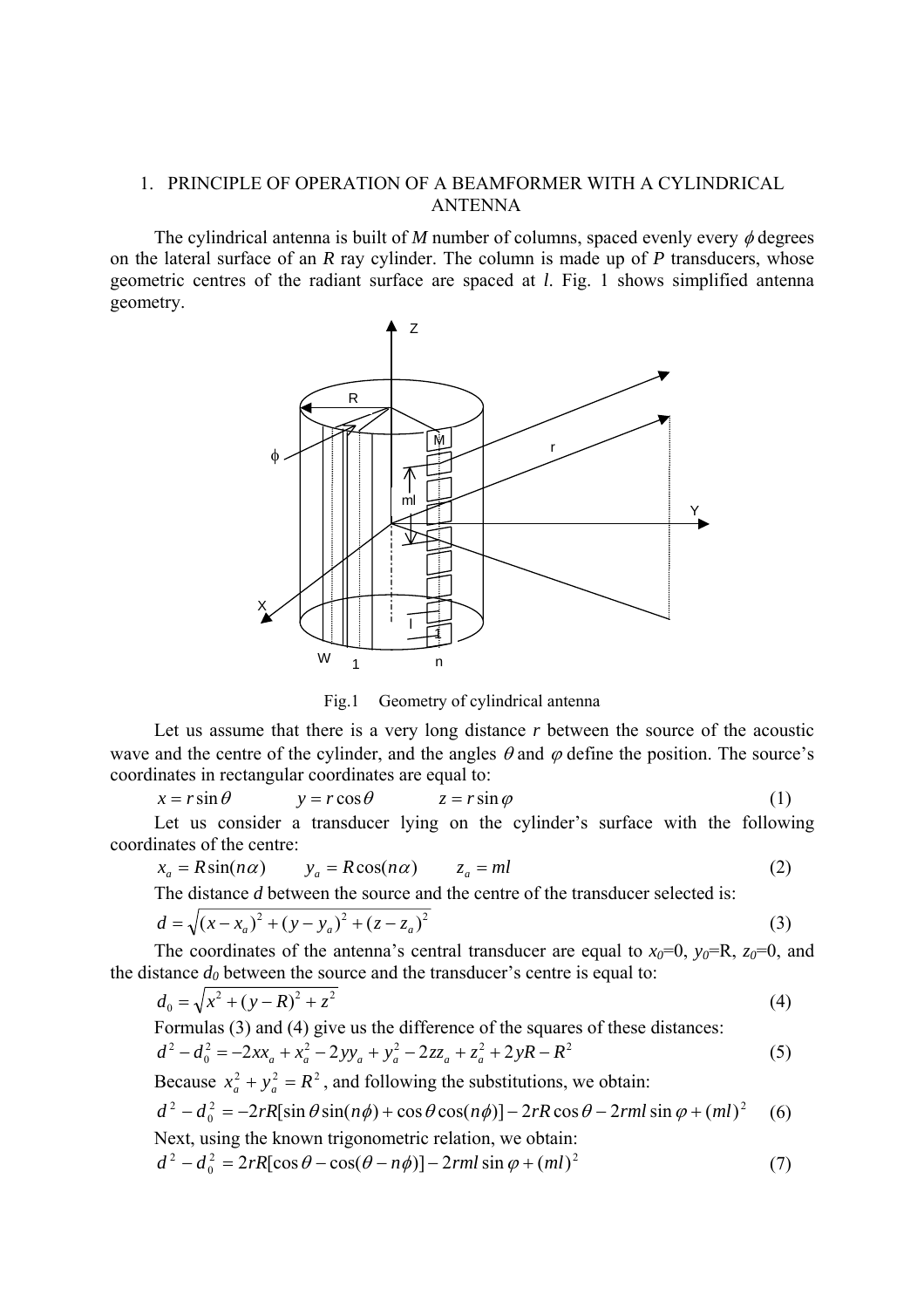# 1. PRINCIPLE OF OPERATION OF A BEAMFORMER WITH A CYLINDRICAL ANTENNA

The cylindrical antenna is built of *M* number of columns, spaced evenly every $\phi$ degrees on the lateral surface of an *R* ray cylinder. The column is made up of *P* transducers, whose geometric centres of the radiant surface are spaced at *l*. Fig. 1 shows simplified antenna geometry.

Fig.1 Geometry of cylindrical antenna

Let us assume that there is a very long distance *r* between the source of the acoustic wave and the centre of the cylinder, and the angles $\theta$ and $\varphi$ define the position. The source's coordinates in rectangular coordinates are equal to:

$$x = r\sin\theta \qquad y = r\cos\theta \qquad z = r\sin\varphi \tag{1}$$

Let us consider a transducer lying on the cylinder's surface with the following coordinates of the centre:

$$x_a = R\sin(n\alpha) \qquad y_a = R\cos(n\alpha) \qquad z_a = ml \tag{2}$$

The distance *d* between the source and the centre of the transducer selected is:

$$d = \sqrt{(x - x_a)^2 + (y - y_a)^2 + (z - z_a)^2} \tag{3}$$

The coordinates of the antenna's central transducer are equal to $x_0$=0, $y_0$=R, $z_0$=0, and the distance $d_0$ between the source and the transducer's centre is equal to:

$$d_0 = \sqrt{x^2 + (y - R)^2 + z^2} \tag{4}$$

Formulas (3) and (4) give us the difference of the squares of these distances:

$$d^2 - d_0^2 = -2xx_a + x_a^2 - 2yy_a + y_a^2 - 2zz_a + z_a^2 + 2yR - R^2 \tag{5}$$

Because $x_a^2 + y_a^2 = R^2$, and following the substitutions, we obtain:

$$d^2 - d_0^2 = -2rR[\sin\theta\sin(n\phi) + \cos\theta\cos(n\phi)] - 2rR\cos\theta - 2rml\sin\varphi + (ml)^2 \tag{6}$$

Next, using the known trigonometric relation, we obtain:

$$d^2 - d_0^2 = 2rR[\cos\theta - \cos(\theta - n\phi)] - 2rml\sin\varphi + (ml)^2 \tag{7}$$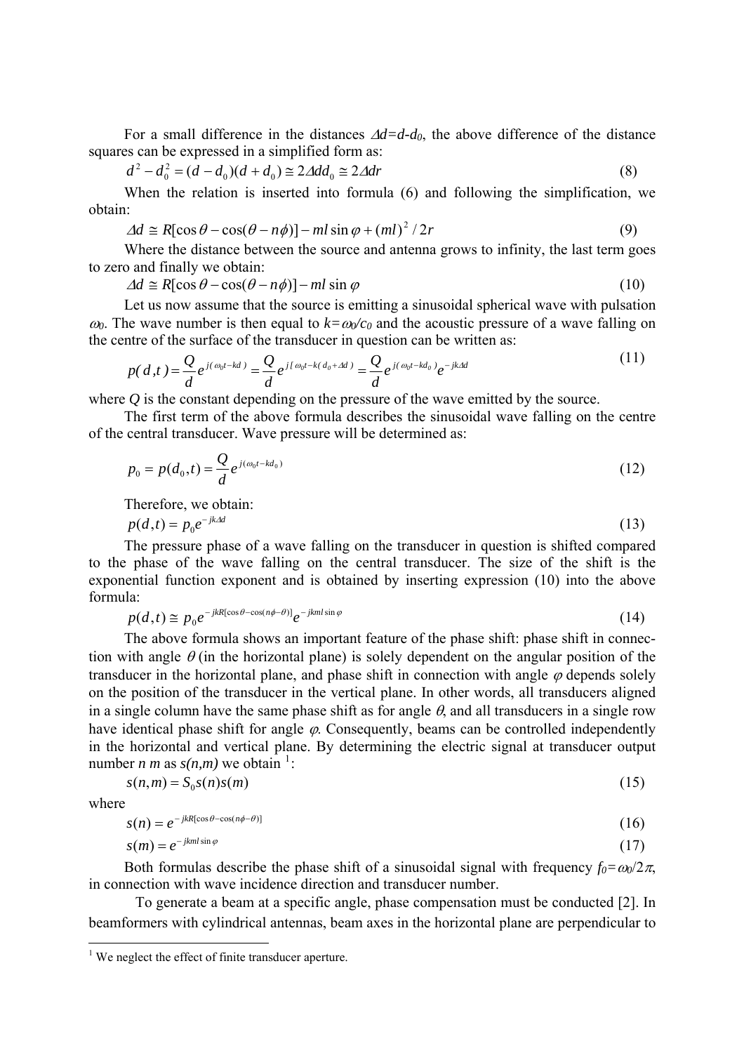For a small difference in the distances $\Delta d = d - d_0$, the above difference of the distance squares can be expressed in a simplified form as:

$$d^2 - d_0^2 = (d - d_0)(d + d_0) \cong 2\Delta d d_0 \cong 2\Delta d r \tag{8}$$

When the relation is inserted into formula (6) and following the simplification, we obtain:

$$\Delta d \cong R[\cos\theta - \cos(\theta - n\phi)] - ml\sin\varphi + (ml)^2 / 2r \tag{9}$$

Where the distance between the source and antenna grows to infinity, the last term goes to zero and finally we obtain:

$$\Delta d \cong R[\cos\theta - \cos(\theta - n\phi)] - ml\sin\varphi \tag{10}$$

Let us now assume that the source is emitting a sinusoidal spherical wave with pulsation $\omega_0$. The wave number is then equal to $k = \omega_0 / c_0$ and the acoustic pressure of a wave falling on the centre of the surface of the transducer in question can be written as:

$$p(d,t) = \frac{Q}{d} e^{j(\omega_0 t - kd)} = \frac{Q}{d} e^{j[\omega_0 t - k(d_0 + \Delta d)]} = \frac{Q}{d} e^{j(\omega_0 t - kd_0)} e^{-jk\Delta d} \tag{11}$$

where $Q$ is the constant depending on the pressure of the wave emitted by the source.

The first term of the above formula describes the sinusoidal wave falling on the centre of the central transducer. Wave pressure will be determined as:

$$p_0 = p(d_0, t) = \frac{Q}{d} e^{j(\omega_0 t - kd_0)} \tag{12}$$

Therefore, we obtain:

$$p(d,t) = p_0 e^{-jk\Delta d} \tag{13}$$

The pressure phase of a wave falling on the transducer in question is shifted compared to the phase of the wave falling on the central transducer. The size of the shift is the exponential function exponent and is obtained by inserting expression (10) into the above formula:

$$p(d,t) \cong p_0 e^{-jkR[\cos\theta - \cos(n\phi - \theta)]} e^{-jkml\sin\varphi} \tag{14}$$

The above formula shows an important feature of the phase shift: phase shift in connection with angle $\theta$ (in the horizontal plane) is solely dependent on the angular position of the transducer in the horizontal plane, and phase shift in connection with angle $\varphi$ depends solely on the position of the transducer in the vertical plane. In other words, all transducers aligned in a single column have the same phase shift as for angle $\theta$, and all transducers in a single row have identical phase shift for angle $\varphi$. Consequently, beams can be controlled independently in the horizontal and vertical plane. By determining the electric signal at transducer output number $n$ $m$ as $s(n,m)$ we obtain [1]:

$$s(n,m) = S_0 s(n) s(m) \tag{15}$$

where

$$s(n) = e^{-jkR[\cos\theta - \cos(n\phi - \theta)]} \tag{16}$$

$$s(m) = e^{-jkml\sin\varphi} \tag{17}$$

Both formulas describe the phase shift of a sinusoidal signal with frequency $f_0 = \omega_0 / 2\pi$, in connection with wave incidence direction and transducer number.

To generate a beam at a specific angle, phase compensation must be conducted [2]. In beamformers with cylindrical antennas, beam axes in the horizontal plane are perpendicular to

[1] We neglect the effect of finite transducer aperture.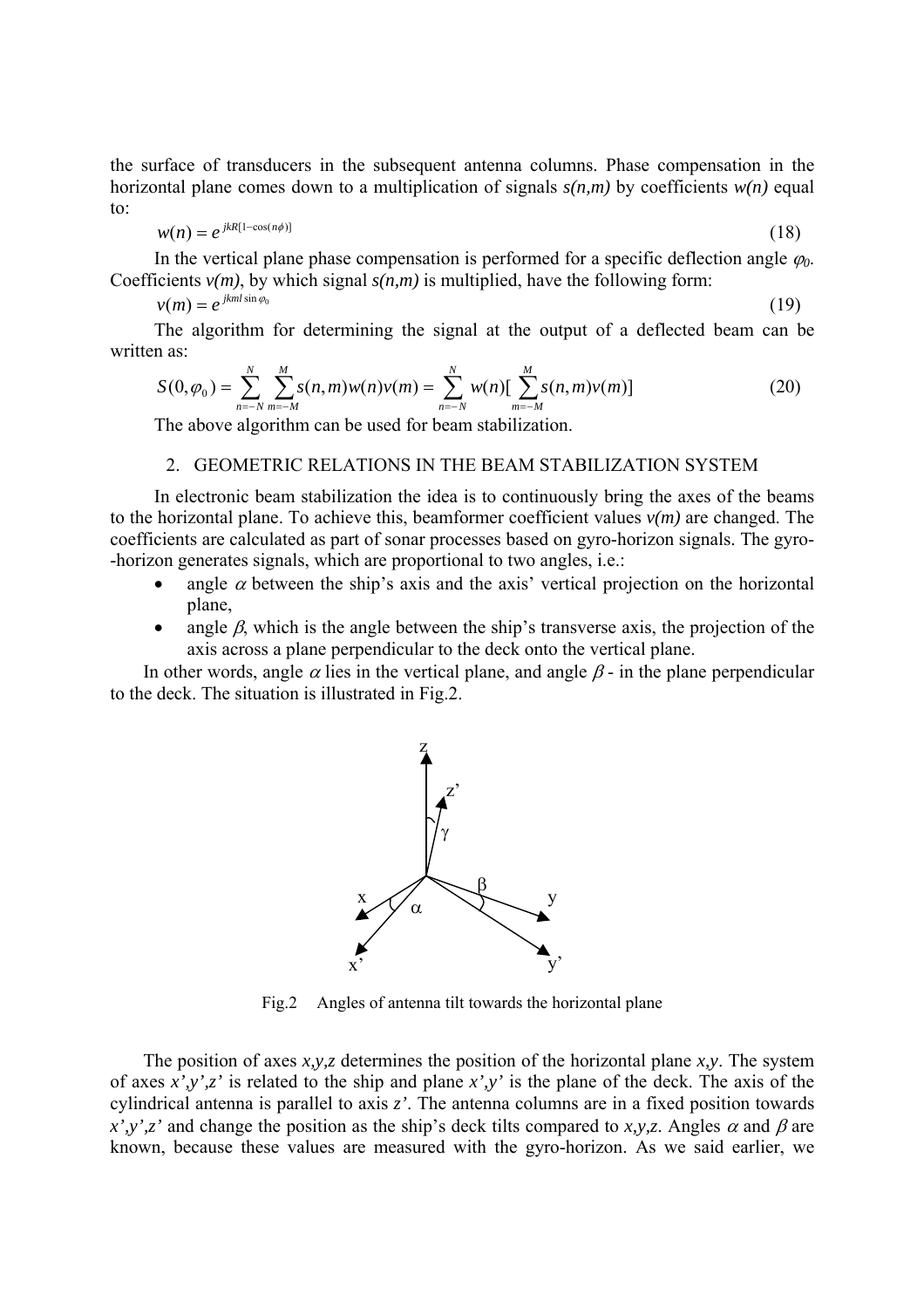the surface of transducers in the subsequent antenna columns. Phase compensation in the horizontal plane comes down to a multiplication of signals *s(n,m)* by coefficients *w(n)* equal to:

$$w(n) = e^{jkR[1-\cos(n\phi)]} \tag{18}$$

In the vertical plane phase compensation is performed for a specific deflection angle $\varphi_0$. Coefficients *v(m)*, by which signal *s(n,m)* is multiplied, have the following form:

$$v(m) = e^{jkml\sin\varphi_0} \tag{19}$$

The algorithm for determining the signal at the output of a deflected beam can be written as:

$$S(0,\varphi_0) = \sum_{n=-N}^{N}\sum_{m=-M}^{M} s(n,m)w(n)v(m) = \sum_{n=-N}^{N} w(n)[\sum_{m=-M}^{M} s(n,m)v(m)] \tag{20}$$

The above algorithm can be used for beam stabilization.

## 2. GEOMETRIC RELATIONS IN THE BEAM STABILIZATION SYSTEM

In electronic beam stabilization the idea is to continuously bring the axes of the beams to the horizontal plane. To achieve this, beamformer coefficient values *v(m)* are changed. The coefficients are calculated as part of sonar processes based on gyro-horizon signals. The gyro--horizon generates signals, which are proportional to two angles, i.e.:

- angle $\alpha$ between the ship's axis and the axis' vertical projection on the horizontal plane,
- angle $\beta$, which is the angle between the ship's transverse axis, the projection of the axis across a plane perpendicular to the deck onto the vertical plane.

In other words, angle $\alpha$ lies in the vertical plane, and angle $\beta$ - in the plane perpendicular to the deck. The situation is illustrated in Fig.2.

Fig.2 Angles of antenna tilt towards the horizontal plane

The position of axes *x,y,z* determines the position of the horizontal plane *x,y*. The system of axes *x',y',z'* is related to the ship and plane *x',y'* is the plane of the deck. The axis of the cylindrical antenna is parallel to axis *z'*. The antenna columns are in a fixed position towards *x',y',z'* and change the position as the ship's deck tilts compared to *x,y,z*. Angles $\alpha$ and $\beta$ are known, because these values are measured with the gyro-horizon. As we said earlier, we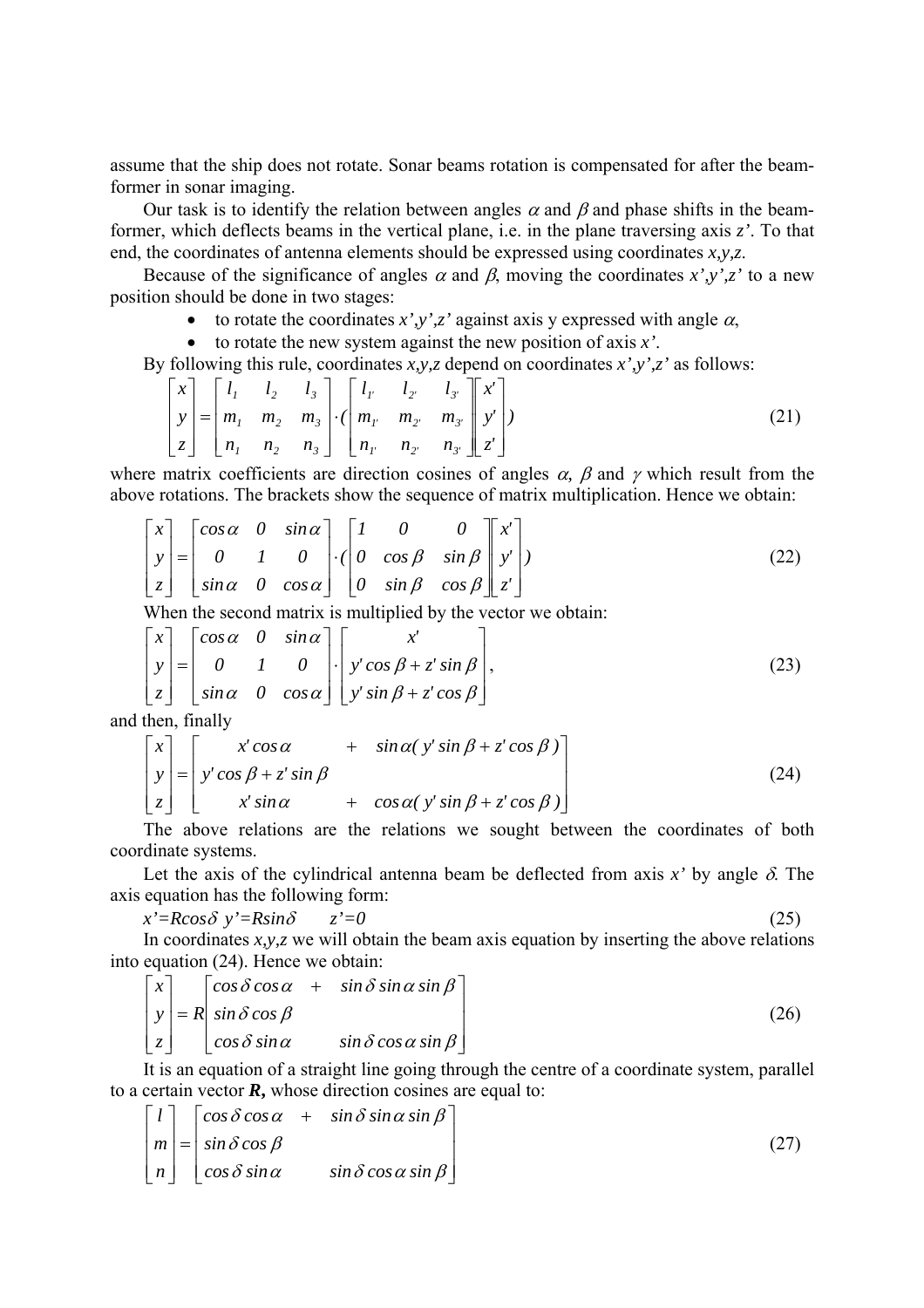assume that the ship does not rotate. Sonar beams rotation is compensated for after the beam-former in sonar imaging.

Our task is to identify the relation between angles $\alpha$ and $\beta$ and phase shifts in the beam-former, which deflects beams in the vertical plane, i.e. in the plane traversing axis *z'*. To that end, the coordinates of antenna elements should be expressed using coordinates *x,y,z*.

Because of the significance of angles $\alpha$ and $\beta$, moving the coordinates *x',y',z'* to a new position should be done in two stages:

- to rotate the coordinates *x',y',z'* against axis y expressed with angle $\alpha$,
- to rotate the new system against the new position of axis *x'*.

By following this rule, coordinates *x,y,z* depend on coordinates *x',y',z'* as follows:

$$\begin{bmatrix} x \\ y \\ z \end{bmatrix} = \begin{bmatrix} l_1 & l_2 & l_3 \\ m_1 & m_2 & m_3 \\ n_1 & n_2 & n_3 \end{bmatrix} \cdot ( \begin{bmatrix} l_{1'} & l_{2'} & l_{3'} \\ m_{1'} & m_{2'} & m_{3'} \\ n_{1'} & n_{2'} & n_{3'} \end{bmatrix} \begin{bmatrix} x' \\ y' \\ z' \end{bmatrix} ) \tag{21}$$

where matrix coefficients are direction cosines of angles $\alpha$, $\beta$ and $\gamma$ which result from the above rotations. The brackets show the sequence of matrix multiplication. Hence we obtain:

$$\begin{bmatrix} x \\ y \\ z \end{bmatrix} = \begin{bmatrix} \cos\alpha & 0 & \sin\alpha \\ 0 & 1 & 0 \\ \sin\alpha & 0 & \cos\alpha \end{bmatrix} \cdot ( \begin{bmatrix} 1 & 0 & 0 \\ 0 & \cos\beta & \sin\beta \\ 0 & \sin\beta & \cos\beta \end{bmatrix} \begin{bmatrix} x' \\ y' \\ z' \end{bmatrix} ) \tag{22}$$

When the second matrix is multiplied by the vector we obtain:

$$\begin{bmatrix} x \\ y \\ z \end{bmatrix} = \begin{bmatrix} \cos\alpha & 0 & \sin\alpha \\ 0 & 1 & 0 \\ \sin\alpha & 0 & \cos\alpha \end{bmatrix} \cdot \begin{bmatrix} x' \\ y'\cos\beta + z'\sin\beta \\ y'\sin\beta + z'\cos\beta \end{bmatrix}, \tag{23}$$

and then, finally

$$\begin{bmatrix} x \\ y \\ z \end{bmatrix} = \begin{bmatrix} x'\cos\alpha & + & \sin\alpha( y'\sin\beta + z'\cos\beta ) \\ y'\cos\beta + z'\sin\beta & & \\ x'\sin\alpha & + & \cos\alpha( y'\sin\beta + z'\cos\beta ) \end{bmatrix} \tag{24}$$

The above relations are the relations we sought between the coordinates of both coordinate systems.

Let the axis of the cylindrical antenna beam be deflected from axis *x'* by angle $\delta$. The axis equation has the following form:

$$x'=R\cos\delta \quad y'=R\sin\delta \qquad z'=0 \tag{25}$$

In coordinates *x,y,z* we will obtain the beam axis equation by inserting the above relations into equation (24). Hence we obtain:

$$\begin{bmatrix} x \\ y \\ z \end{bmatrix} = R \begin{bmatrix} \cos\delta\cos\alpha & + & \sin\delta\sin\alpha\sin\beta \\ \sin\delta\cos\beta & & \\ \cos\delta\sin\alpha & & \sin\delta\cos\alpha\sin\beta \end{bmatrix} \tag{26}$$

It is an equation of a straight line going through the centre of a coordinate system, parallel to a certain vector ***R***, whose direction cosines are equal to:

$$\begin{bmatrix} l \\ m \\ n \end{bmatrix} = \begin{bmatrix} \cos\delta\cos\alpha & + & \sin\delta\sin\alpha\sin\beta \\ \sin\delta\cos\beta & & \\ \cos\delta\sin\alpha & & \sin\delta\cos\alpha\sin\beta \end{bmatrix} \tag{27}$$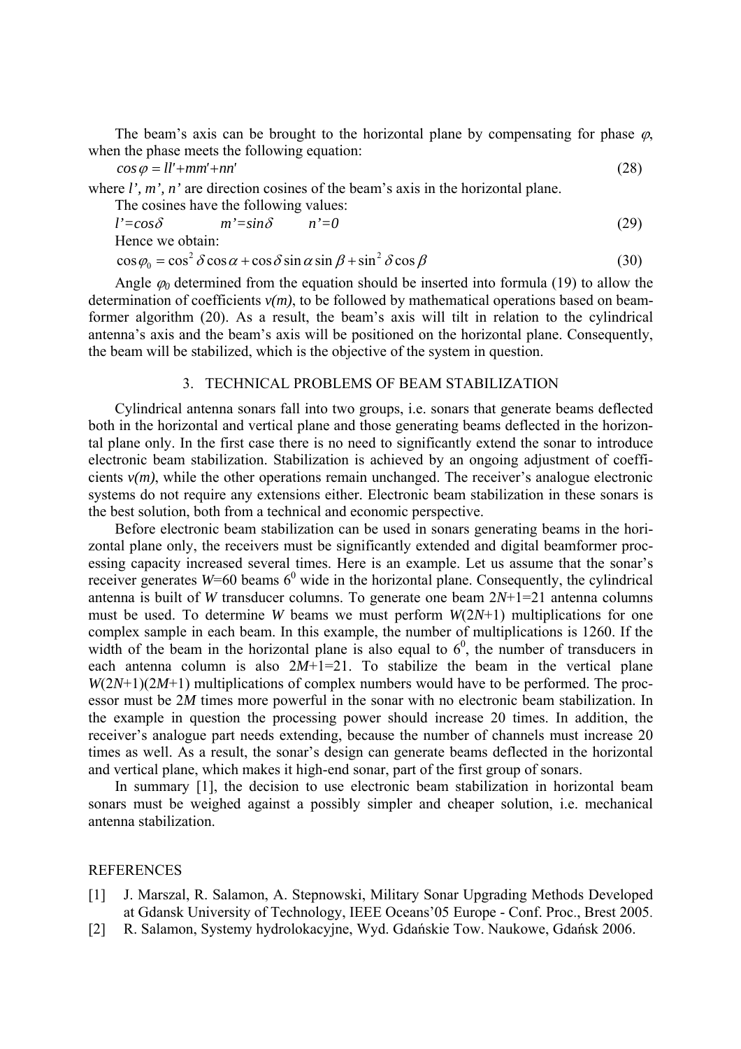The beam's axis can be brought to the horizontal plane by compensating for phase $\varphi$, when the phase meets the following equation:

$$\cos\varphi = ll' + mm' + nn' \tag{28}$$

where $l'$, $m'$, $n'$ are direction cosines of the beam's axis in the horizontal plane.

The cosines have the following values:

$$l' = \cos\delta \qquad m' = \sin\delta \qquad n' = 0 \tag{29}$$

Hence we obtain:

$$\cos\varphi_0 = \cos^2\delta\cos\alpha + \cos\delta\sin\alpha\sin\beta + \sin^2\delta\cos\beta \tag{30}$$

Angle $\varphi_0$ determined from the equation should be inserted into formula (19) to allow the determination of coefficients *v(m)*, to be followed by mathematical operations based on beamformer algorithm (20). As a result, the beam's axis will tilt in relation to the cylindrical antenna's axis and the beam's axis will be positioned on the horizontal plane. Consequently, the beam will be stabilized, which is the objective of the system in question.

## 3. TECHNICAL PROBLEMS OF BEAM STABILIZATION

Cylindrical antenna sonars fall into two groups, i.e. sonars that generate beams deflected both in the horizontal and vertical plane and those generating beams deflected in the horizontal plane only. In the first case there is no need to significantly extend the sonar to introduce electronic beam stabilization. Stabilization is achieved by an ongoing adjustment of coefficients *v(m)*, while the other operations remain unchanged. The receiver's analogue electronic systems do not require any extensions either. Electronic beam stabilization in these sonars is the best solution, both from a technical and economic perspective.

Before electronic beam stabilization can be used in sonars generating beams in the horizontal plane only, the receivers must be significantly extended and digital beamformer processing capacity increased several times. Here is an example. Let us assume that the sonar's receiver generates $W$=60 beams $6^0$ wide in the horizontal plane. Consequently, the cylindrical antenna is built of $W$ transducer columns. To generate one beam $2N$+1=21 antenna columns must be used. To determine $W$ beams we must perform $W(2N+1)$ multiplications for one complex sample in each beam. In this example, the number of multiplications is 1260. If the width of the beam in the horizontal plane is also equal to $6^0$, the number of transducers in each antenna column is also $2M$+1=21. To stabilize the beam in the vertical plane $W(2N+1)(2M+1)$ multiplications of complex numbers would have to be performed. The processor must be $2M$ times more powerful in the sonar with no electronic beam stabilization. In the example in question the processing power should increase 20 times. In addition, the receiver's analogue part needs extending, because the number of channels must increase 20 times as well. As a result, the sonar's design can generate beams deflected in the horizontal and vertical plane, which makes it high-end sonar, part of the first group of sonars.

In summary [1], the decision to use electronic beam stabilization in horizontal beam sonars must be weighed against a possibly simpler and cheaper solution, i.e. mechanical antenna stabilization.

## REFERENCES

[1] J. Marszal, R. Salamon, A. Stepnowski, Military Sonar Upgrading Methods Developed at Gdansk University of Technology, IEEE Oceans'05 Europe - Conf. Proc., Brest 2005.

[2] R. Salamon, Systemy hydrolokacyjne, Wyd. Gdańskie Tow. Naukowe, Gdańsk 2006.